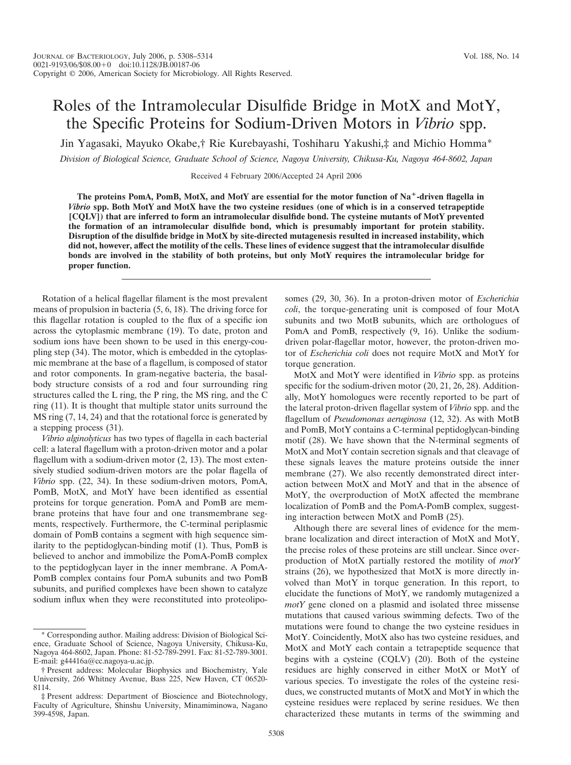# Roles of the Intramolecular Disulfide Bridge in MotX and MotY, the Specific Proteins for Sodium-Driven Motors in *Vibrio* spp.

Jin Yagasaki, Mayuko Okabe,† Rie Kurebayashi, Toshiharu Yakushi,‡ and Michio Homma*

*Division of Biological Science, Graduate School of Science, Nagoya University, Chikusa-Ku, Nagoya 464-8602, Japan*

Received 4 February 2006/Accepted 24 April 2006

**The proteins PomA, PomB, MotX, and MotY are essential for the motor function of $Na^+$-driven flagella in *Vibrio* spp. Both MotY and MotX have the two cysteine residues (one of which is in a conserved tetrapeptide [CQLV]) that are inferred to form an intramolecular disulfide bond. The cysteine mutants of MotY prevented the formation of an intramolecular disulfide bond, which is presumably important for protein stability. Disruption of the disulfide bridge in MotX by site-directed mutagenesis resulted in increased instability, which did not, however, affect the motility of the cells. These lines of evidence suggest that the intramolecular disulfide bonds are involved in the stability of both proteins, but only MotY requires the intramolecular bridge for proper function.**

Rotation of a helical flagellar filament is the most prevalent means of propulsion in bacteria (5, 6, 18). The driving force for this flagellar rotation is coupled to the flux of a specific ion across the cytoplasmic membrane (19). To date, proton and sodium ions have been shown to be used in this energy-coupling step (34). The motor, which is embedded in the cytoplasmic membrane at the base of a flagellum, is composed of stator and rotor components. In gram-negative bacteria, the basal-body structure consists of a rod and four surrounding ring structures called the L ring, the P ring, the MS ring, and the C ring (11). It is thought that multiple stator units surround the MS ring (7, 14, 24) and that the rotational force is generated by a stepping process (31).

*Vibrio alginolyticus* has two types of flagella in each bacterial cell: a lateral flagellum with a proton-driven motor and a polar flagellum with a sodium-driven motor (2, 13). The most extensively studied sodium-driven motors are the polar flagella of *Vibrio* spp. (22, 34). In these sodium-driven motors, PomA, PomB, MotX, and MotY have been identified as essential proteins for torque generation. PomA and PomB are membrane proteins that have four and one transmembrane segments, respectively. Furthermore, the C-terminal periplasmic domain of PomB contains a segment with high sequence similarity to the peptidoglycan-binding motif (1). Thus, PomB is believed to anchor and immobilize the PomA-PomB complex to the peptidoglycan layer in the inner membrane. A PomA-PomB complex contains four PomA subunits and two PomB subunits, and purified complexes have been shown to catalyze sodium influx when they were reconstituted into proteoliposomes (29, 30, 36). In a proton-driven motor of *Escherichia coli*, the torque-generating unit is composed of four MotA subunits and two MotB subunits, which are orthologues of PomA and PomB, respectively (9, 16). Unlike the sodium-driven polar-flagellar motor, however, the proton-driven motor of *Escherichia coli* does not require MotX and MotY for torque generation.

MotX and MotY were identified in *Vibrio* spp. as proteins specific for the sodium-driven motor (20, 21, 26, 28). Additionally, MotY homologues were recently reported to be part of the lateral proton-driven flagellar system of *Vibrio* spp. and the flagellum of *Pseudomonas aeruginosa* (12, 32). As with MotB and PomB, MotY contains a C-terminal peptidoglycan-binding motif (28). We have shown that the N-terminal segments of MotX and MotY contain secretion signals and that cleavage of these signals leaves the mature proteins outside the inner membrane (27). We also recently demonstrated direct interaction between MotX and MotY and that in the absence of MotY, the overproduction of MotX affected the membrane localization of PomB and the PomA-PomB complex, suggesting interaction between MotX and PomB (25).

Although there are several lines of evidence for the membrane localization and direct interaction of MotX and MotY, the precise roles of these proteins are still unclear. Since overproduction of MotX partially restored the motility of *motY* strains (26), we hypothesized that MotX is more directly involved than MotY in torque generation. In this report, to elucidate the functions of MotY, we randomly mutagenized a *motY* gene cloned on a plasmid and isolated three missense mutations that caused various swimming defects. Two of the mutations were found to change the two cysteine residues in MotY. Coincidently, MotX also has two cysteine residues, and MotX and MotY each contain a tetrapeptide sequence that begins with a cysteine (CQLV) (20). Both of the cysteine residues are highly conserved in either MotX or MotY of various species. To investigate the roles of the cysteine residues, we constructed mutants of MotX and MotY in which the cysteine residues were replaced by serine residues. We then characterized these mutants in terms of the swimming and

---

* Corresponding author. Mailing address: Division of Biological Science, Graduate School of Science, Nagoya University, Chikusa-Ku, Nagoya 464-8602, Japan. Phone: 81-52-789-2991. Fax: 81-52-789-3001. E-mail: g44416a@cc.nagoya-u.ac.jp.

† Present address: Molecular Biophysics and Biochemistry, Yale University, 266 Whitney Avenue, Bass 225, New Haven, CT 06520-8114.

‡ Present address: Department of Bioscience and Biotechnology, Faculty of Agriculture, Shinshu University, Minamiminowa, Nagano 399-4598, Japan.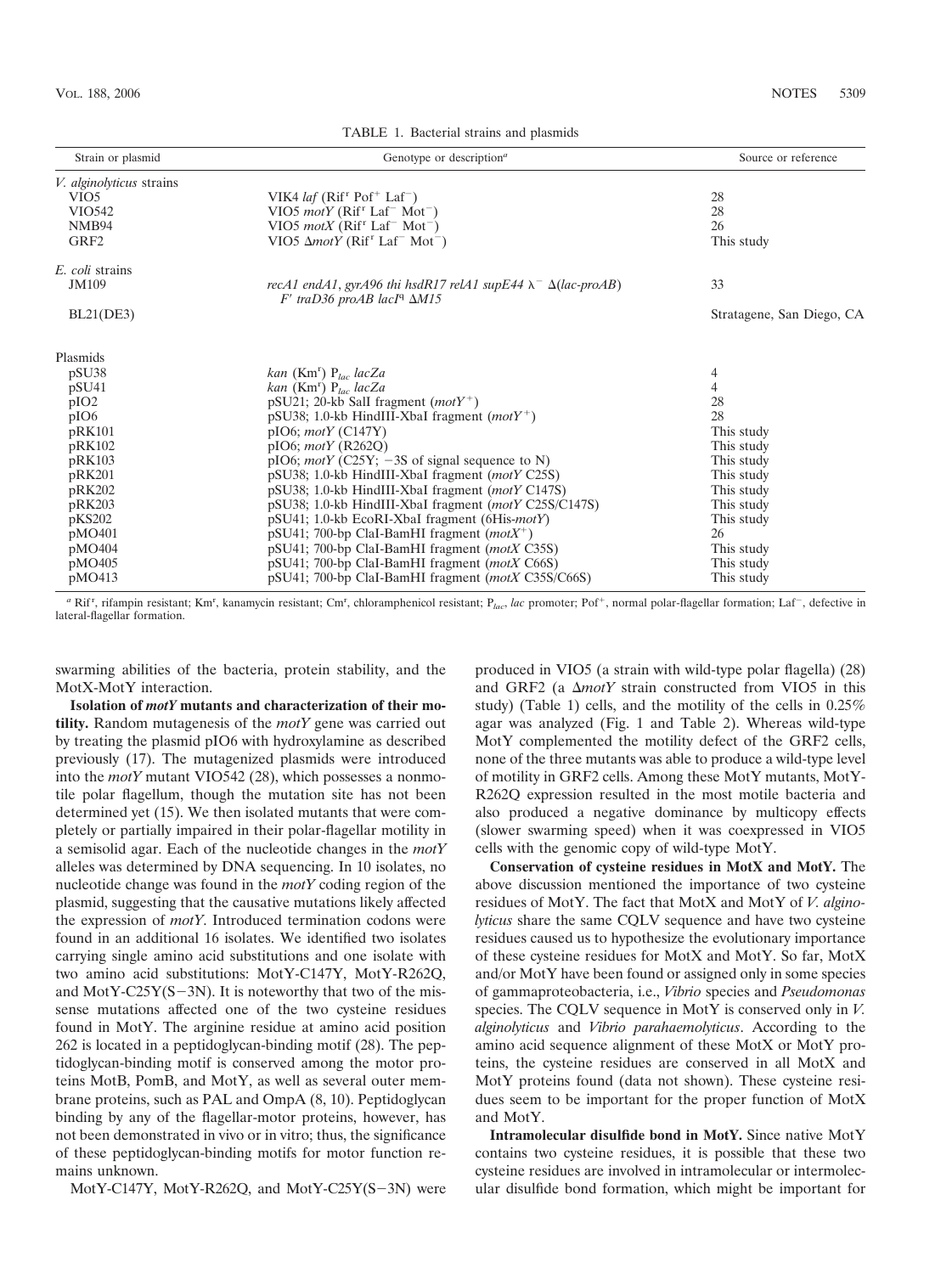TABLE 1. Bacterial strains and plasmids

| Strain or plasmid | Genotype or description[a] | Source or reference |
|---|---|---|
| *V. alginolyticus* strains | | |
| VIO5 | VIK4 *laf* (Rif[r] Pof[+] Laf[−]) | 28 |
| VIO542 | VIO5 *motY* (Rif[r] Laf[−] Mot[−]) | 28 |
| NMB94 | VIO5 *motX* (Rif[r] Laf[−] Mot[−]) | 26 |
| GRF2 | VIO5 Δ*motY* (Rif[r] Laf[−] Mot[−]) | This study |
| *E. coli* strains | | |
| JM109 | *recA1 endA1, gyrA96 thi hsdR17 relA1 supE44* λ[−] Δ(*lac-proAB*) *F′ traD36 proAB lacI*[q] Δ*M15* | 33 |
| BL21(DE3) | | Stratagene, San Diego, CA |
| Plasmids | | |
| pSU38 | *kan* (Km[r]) $P_{lac}$ *lacZa* | 4 |
| pSU41 | *kan* (Km[r]) $P_{lac}$ *lacZa* | 4 |
| pIO2 | pSU21; 20-kb SalI fragment (*motY*[+]) | 28 |
| pIO6 | pSU38; 1.0-kb HindIII-XbaI fragment (*motY*[+]) | 28 |
| pRK101 | pIO6; *motY* (C147Y) | This study |
| pRK102 | pIO6; *motY* (R262Q) | This study |
| pRK103 | pIO6; *motY* (C25Y; −3S of signal sequence to N) | This study |
| pRK201 | pSU38; 1.0-kb HindIII-XbaI fragment (*motY* C25S) | This study |
| pRK202 | pSU38; 1.0-kb HindIII-XbaI fragment (*motY* C147S) | This study |
| pRK203 | pSU38; 1.0-kb HindIII-XbaI fragment (*motY* C25S/C147S) | This study |
| pKS202 | pSU41; 1.0-kb EcoRI-XbaI fragment (6His-*motY*) | This study |
| pMO401 | pSU41; 700-bp ClaI-BamHI fragment (*motX*[+]) | 26 |
| pMO404 | pSU41; 700-bp ClaI-BamHI fragment (*motX* C35S) | This study |
| pMO405 | pSU41; 700-bp ClaI-BamHI fragment (*motX* C66S) | This study |
| pMO413 | pSU41; 700-bp ClaI-BamHI fragment (*motX* C35S/C66S) | This study |

[a] Rif[r], rifampin resistant; Km[r], kanamycin resistant; Cm[r], chloramphenicol resistant; $P_{lac}$, *lac* promoter; Pof[+], normal polar-flagellar formation; Laf[−], defective in lateral-flagellar formation.

swarming abilities of the bacteria, protein stability, and the MotX-MotY interaction.

**Isolation of *motY* mutants and characterization of their motility.** Random mutagenesis of the *motY* gene was carried out by treating the plasmid pIO6 with hydroxylamine as described previously (17). The mutagenized plasmids were introduced into the *motY* mutant VIO542 (28), which possesses a nonmotile polar flagellum, though the mutation site has not been determined yet (15). We then isolated mutants that were completely or partially impaired in their polar-flagellar motility in a semisolid agar. Each of the nucleotide changes in the *motY* alleles was determined by DNA sequencing. In 10 isolates, no nucleotide change was found in the *motY* coding region of the plasmid, suggesting that the causative mutations likely affected the expression of *motY*. Introduced termination codons were found in an additional 16 isolates. We identified two isolates carrying single amino acid substitutions and one isolate with two amino acid substitutions: MotY-C147Y, MotY-R262Q, and MotY-C25Y(S−3N). It is noteworthy that two of the missense mutations affected one of the two cysteine residues found in MotY. The arginine residue at amino acid position 262 is located in a peptidoglycan-binding motif (28). The peptidoglycan-binding motif is conserved among the motor proteins MotB, PomB, and MotY, as well as several outer membrane proteins, such as PAL and OmpA (8, 10). Peptidoglycan binding by any of the flagellar-motor proteins, however, has not been demonstrated in vivo or in vitro; thus, the significance of these peptidoglycan-binding motifs for motor function remains unknown.

MotY-C147Y, MotY-R262Q, and MotY-C25Y(S−3N) were produced in VIO5 (a strain with wild-type polar flagella) (28) and GRF2 (a Δ*motY* strain constructed from VIO5 in this study) (Table 1) cells, and the motility of the cells in 0.25% agar was analyzed (Fig. 1 and Table 2). Whereas wild-type MotY complemented the motility defect of the GRF2 cells, none of the three mutants was able to produce a wild-type level of motility in GRF2 cells. Among these MotY mutants, MotY-R262Q expression resulted in the most motile bacteria and also produced a negative dominance by multicopy effects (slower swarming speed) when it was coexpressed in VIO5 cells with the genomic copy of wild-type MotY.

**Conservation of cysteine residues in MotX and MotY.** The above discussion mentioned the importance of two cysteine residues of MotY. The fact that MotX and MotY of *V. alginolyticus* share the same CQLV sequence and have two cysteine residues caused us to hypothesize the evolutionary importance of these cysteine residues for MotX and MotY. So far, MotX and/or MotY have been found or assigned only in some species of gammaproteobacteria, i.e., *Vibrio* species and *Pseudomonas* species. The CQLV sequence in MotY is conserved only in *V. alginolyticus* and *Vibrio parahaemolyticus*. According to the amino acid sequence alignment of these MotX or MotY proteins, the cysteine residues are conserved in all MotX and MotY proteins found (data not shown). These cysteine residues seem to be important for the proper function of MotX and MotY.

**Intramolecular disulfide bond in MotY.** Since native MotY contains two cysteine residues, it is possible that these two cysteine residues are involved in intramolecular or intermolecular disulfide bond formation, which might be important for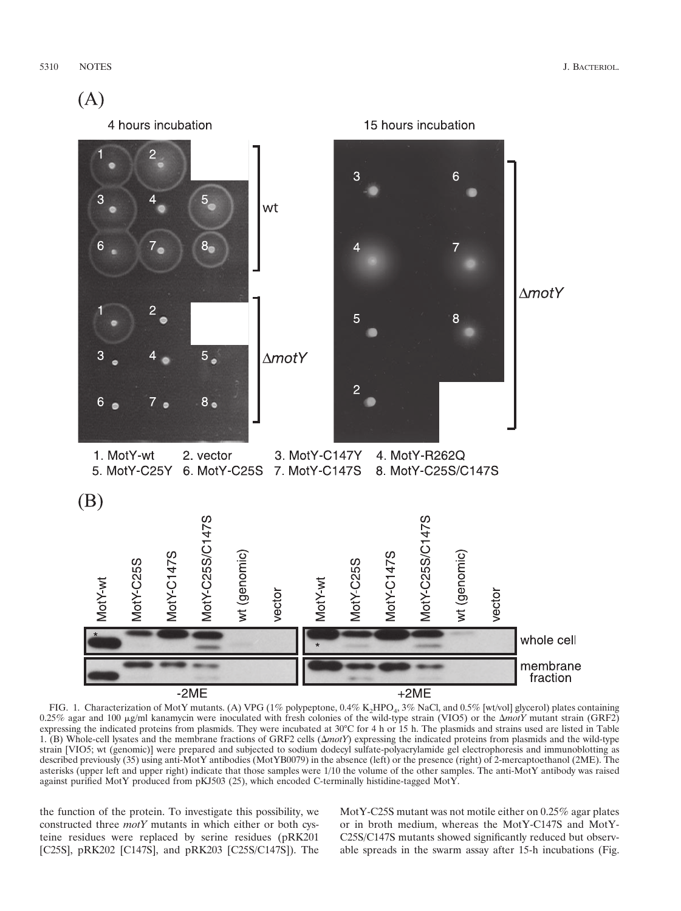FIG. 1. Characterization of MotY mutants. (A) VPG (1% polypeptone, 0.4% $K_2HPO_4$, 3% NaCl, and 0.5% [wt/vol] glycerol) plates containing 0.25% agar and 100 μg/ml kanamycin were inoculated with fresh colonies of the wild-type strain (VIO5) or the Δ*motY* mutant strain (GRF2) expressing the indicated proteins from plasmids. They were incubated at 30°C for 4 h or 15 h. The plasmids and strains used are listed in Table 1. (B) Whole-cell lysates and the membrane fractions of GRF2 cells (Δ*motY*) expressing the indicated proteins from plasmids and the wild-type strain [VIO5; wt (genomic)] were prepared and subjected to sodium dodecyl sulfate-polyacrylamide gel electrophoresis and immunoblotting as described previously (35) using anti-MotY antibodies (MotYB0079) in the absence (left) or the presence (right) of 2-mercaptoethanol (2ME). The asterisks (upper left and upper right) indicate that those samples were 1/10 the volume of the other samples. The anti-MotY antibody was raised against purified MotY produced from pKJ503 (25), which encoded C-terminally histidine-tagged MotY.

the function of the protein. To investigate this possibility, we constructed three *motY* mutants in which either or both cysteine residues were replaced by serine residues (pRK201 [C25S], pRK202 [C147S], and pRK203 [C25S/C147S]). The MotY-C25S mutant was not motile either on 0.25% agar plates or in broth medium, whereas the MotY-C147S and MotY-C25S/C147S mutants showed significantly reduced but observable spreads in the swarm assay after 15-h incubations (Fig.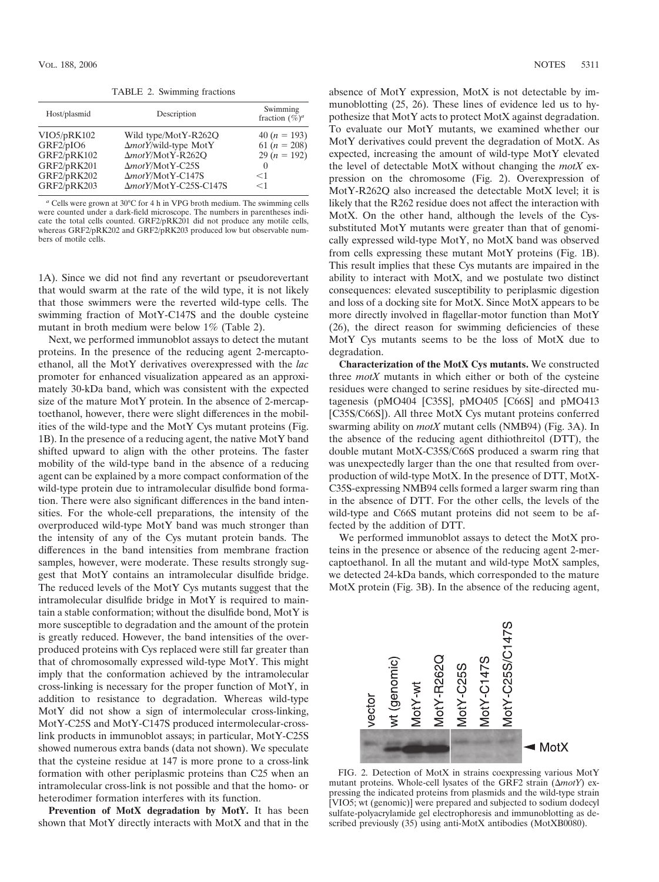TABLE 2. Swimming fractions

| Host/plasmid | Description | Swimming fraction (%)[a] |
|---|---|---|
| VIO5/pRK102 | Wild type/MotY-R262Q | 40 ($n$ = 193) |
| GRF2/pIO6 | Δ*motY*/wild-type MotY | 61 ($n$ = 208) |
| GRF2/pRK102 | Δ*motY*/MotY-R262Q | 29 ($n$ = 192) |
| GRF2/pRK201 | Δ*motY*/MotY-C25S | 0 |
| GRF2/pRK202 | Δ*motY*/MotY-C147S | <1 |
| GRF2/pRK203 | Δ*motY*/MotY-C25S-C147S | <1 |

[a] Cells were grown at 30°C for 4 h in VPG broth medium. The swimming cells were counted under a dark-field microscope. The numbers in parentheses indicate the total cells counted. GRF2/pRK201 did not produce any motile cells, whereas GRF2/pRK202 and GRF2/pRK203 produced low but observable numbers of motile cells.

1A). Since we did not find any revertant or pseudorevertant that would swarm at the rate of the wild type, it is not likely that those swimmers were the reverted wild-type cells. The swimming fraction of MotY-C147S and the double cysteine mutant in broth medium were below 1% (Table 2).

Next, we performed immunoblot assays to detect the mutant proteins. In the presence of the reducing agent 2-mercaptoethanol, all the MotY derivatives overexpressed with the *lac* promoter for enhanced visualization appeared as an approximately 30-kDa band, which was consistent with the expected size of the mature MotY protein. In the absence of 2-mercaptoethanol, however, there were slight differences in the mobilities of the wild-type and the MotY Cys mutant proteins (Fig. 1B). In the presence of a reducing agent, the native MotY band shifted upward to align with the other proteins. The faster mobility of the wild-type band in the absence of a reducing agent can be explained by a more compact conformation of the wild-type protein due to intramolecular disulfide bond formation. There were also significant differences in the band intensities. For the whole-cell preparations, the intensity of the overproduced wild-type MotY band was much stronger than the intensity of any of the Cys mutant protein bands. The differences in the band intensities from membrane fraction samples, however, were moderate. These results strongly suggest that MotY contains an intramolecular disulfide bridge. The reduced levels of the MotY Cys mutants suggest that the intramolecular disulfide bridge in MotY is required to maintain a stable conformation; without the disulfide bond, MotY is more susceptible to degradation and the amount of the protein is greatly reduced. However, the band intensities of the overproduced proteins with Cys replaced were still far greater than that of chromosomally expressed wild-type MotY. This might imply that the conformation achieved by the intramolecular cross-linking is necessary for the proper function of MotY, in addition to resistance to degradation. Whereas wild-type MotY did not show a sign of intermolecular cross-linking, MotY-C25S and MotY-C147S produced intermolecular-cross-link products in immunoblot assays; in particular, MotY-C25S showed numerous extra bands (data not shown). We speculate that the cysteine residue at 147 is more prone to a cross-link formation with other periplasmic proteins than C25 when an intramolecular cross-link is not possible and that the homo- or heterodimer formation interferes with its function.

**Prevention of MotX degradation by MotY.** It has been shown that MotY directly interacts with MotX and that in the absence of MotY expression, MotX is not detectable by immunoblotting (25, 26). These lines of evidence led us to hypothesize that MotY acts to protect MotX against degradation. To evaluate our MotY mutants, we examined whether our MotY derivatives could prevent the degradation of MotX. As expected, increasing the amount of wild-type MotY elevated the level of detectable MotX without changing the *motX* expression on the chromosome (Fig. 2). Overexpression of MotY-R262Q also increased the detectable MotX level; it is likely that the R262 residue does not affect the interaction with MotX. On the other hand, although the levels of the Cys-substituted MotY mutants were greater than that of genomically expressed wild-type MotY, no MotX band was observed from cells expressing these mutant MotY proteins (Fig. 1B). This result implies that these Cys mutants are impaired in the ability to interact with MotX, and we postulate two distinct consequences: elevated susceptibility to periplasmic digestion and loss of a docking site for MotX. Since MotX appears to be more directly involved in flagellar-motor function than MotY (26), the direct reason for swimming deficiencies of these MotY Cys mutants seems to be the loss of MotX due to degradation.

**Characterization of the MotX Cys mutants.** We constructed three *motX* mutants in which either or both of the cysteine residues were changed to serine residues by site-directed mutagenesis (pMO404 [C35S], pMO405 [C66S] and pMO413 [C35S/C66S]). All three MotX Cys mutant proteins conferred swarming ability on *motX* mutant cells (NMB94) (Fig. 3A). In the absence of the reducing agent dithiothreitol (DTT), the double mutant MotX-C35S/C66S produced a swarm ring that was unexpectedly larger than the one that resulted from overproduction of wild-type MotX. In the presence of DTT, MotX-C35S-expressing NMB94 cells formed a larger swarm ring than in the absence of DTT. For the other cells, the levels of the wild-type and C66S mutant proteins did not seem to be affected by the addition of DTT.

We performed immunoblot assays to detect the MotX proteins in the presence or absence of the reducing agent 2-mercaptoethanol. In all the mutant and wild-type MotX samples, we detected 24-kDa bands, which corresponded to the mature MotX protein (Fig. 3B). In the absence of the reducing agent,

vector
wt (genomic)
MotY-wt
MotY-R262Q
MotY-C25S
MotY-C147S
MotY-C25S/C147S
◄ MotX

FIG. 2. Detection of MotX in strains coexpressing various MotY mutant proteins. Whole-cell lysates of the GRF2 strain (Δ*motY*) expressing the indicated proteins from plasmids and the wild-type strain [VIO5; wt (genomic)] were prepared and subjected to sodium dodecyl sulfate-polyacrylamide gel electrophoresis and immunoblotting as described previously (35) using anti-MotX antibodies (MotXB0080).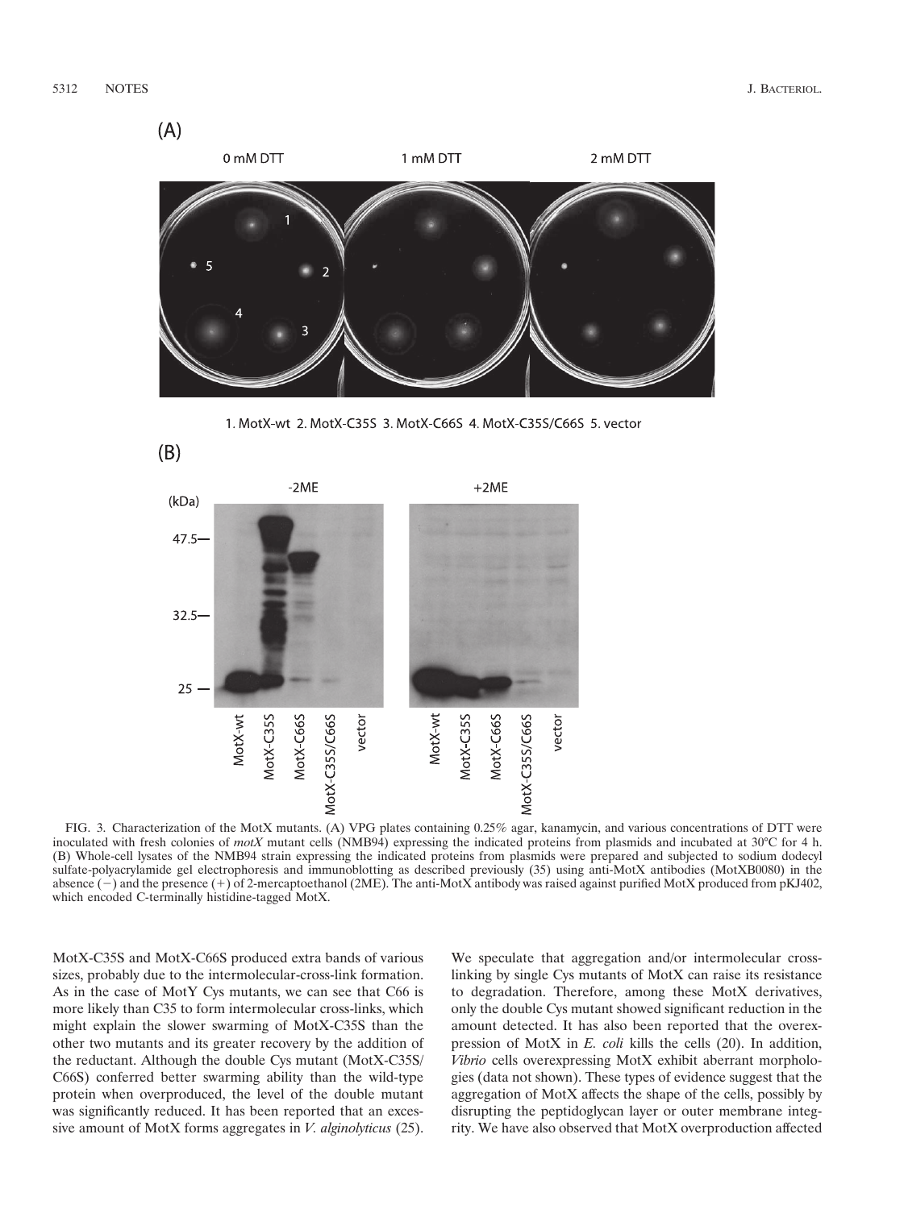FIG. 3. Characterization of the MotX mutants. (A) VPG plates containing 0.25% agar, kanamycin, and various concentrations of DTT were inoculated with fresh colonies of *motX* mutant cells (NMB94) expressing the indicated proteins from plasmids and incubated at 30°C for 4 h. (B) Whole-cell lysates of the NMB94 strain expressing the indicated proteins from plasmids were prepared and subjected to sodium dodecyl sulfate-polyacrylamide gel electrophoresis and immunoblotting as described previously (35) using anti-MotX antibodies (MotXB0080) in the absence (−) and the presence (+) of 2-mercaptoethanol (2ME). The anti-MotX antibody was raised against purified MotX produced from pKJ402, which encoded C-terminally histidine-tagged MotX.

MotX-C35S and MotX-C66S produced extra bands of various sizes, probably due to the intermolecular-cross-link formation. As in the case of MotY Cys mutants, we can see that C66 is more likely than C35 to form intermolecular cross-links, which might explain the slower swarming of MotX-C35S than the other two mutants and its greater recovery by the addition of the reductant. Although the double Cys mutant (MotX-C35S/C66S) conferred better swarming ability than the wild-type protein when overproduced, the level of the double mutant was significantly reduced. It has been reported that an excessive amount of MotX forms aggregates in *V. alginolyticus* (25). We speculate that aggregation and/or intermolecular cross-linking by single Cys mutants of MotX can raise its resistance to degradation. Therefore, among these MotX derivatives, only the double Cys mutant showed significant reduction in the amount detected. It has also been reported that the overexpression of MotX in *E. coli* kills the cells (20). In addition, *Vibrio* cells overexpressing MotX exhibit aberrant morphologies (data not shown). These types of evidence suggest that the aggregation of MotX affects the shape of the cells, possibly by disrupting the peptidoglycan layer or outer membrane integrity. We have also observed that MotX overproduction affected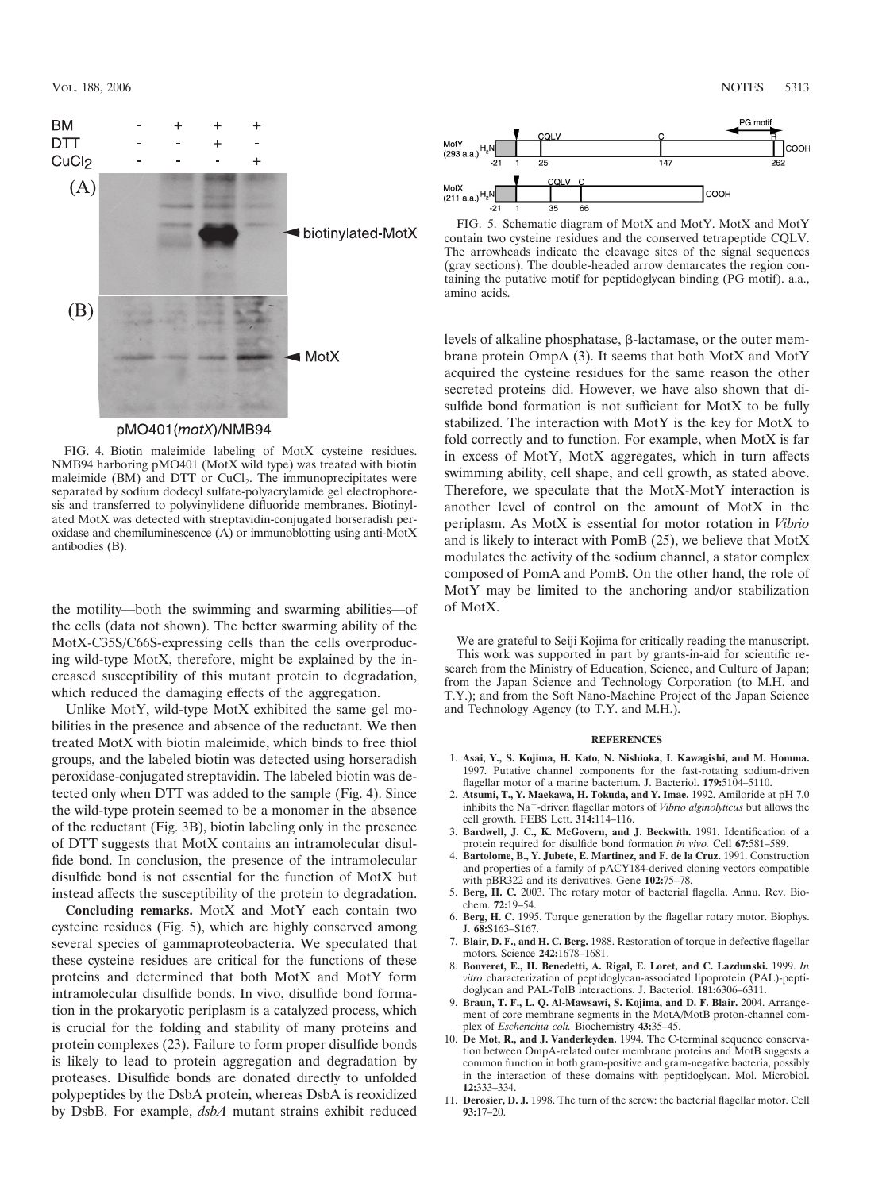FIG. 4. Biotin maleimide labeling of MotX cysteine residues. NMB94 harboring pMO401 (MotX wild type) was treated with biotin maleimide (BM) and DTT or $CuCl_2$. The immunoprecipitates were separated by sodium dodecyl sulfate-polyacrylamide gel electrophoresis and transferred to polyvinylidene difluoride membranes. Biotinylated MotX was detected with streptavidin-conjugated horseradish peroxidase and chemiluminescence (A) or immunoblotting using anti-MotX antibodies (B).

the motility—both the swimming and swarming abilities—of the cells (data not shown). The better swarming ability of the MotX-C35S/C66S-expressing cells than the cells overproducing wild-type MotX, therefore, might be explained by the increased susceptibility of this mutant protein to degradation, which reduced the damaging effects of the aggregation.

Unlike MotY, wild-type MotX exhibited the same gel mobilities in the presence and absence of the reductant. We then treated MotX with biotin maleimide, which binds to free thiol groups, and the labeled biotin was detected using horseradish peroxidase-conjugated streptavidin. The labeled biotin was detected only when DTT was added to the sample (Fig. 4). Since the wild-type protein seemed to be a monomer in the absence of the reductant (Fig. 3B), biotin labeling only in the presence of DTT suggests that MotX contains an intramolecular disulfide bond. In conclusion, the presence of the intramolecular disulfide bond is not essential for the function of MotX but instead affects the susceptibility of the protein to degradation.

**Concluding remarks.** MotX and MotY each contain two cysteine residues (Fig. 5), which are highly conserved among several species of gammaproteobacteria. We speculated that these cysteine residues are critical for the functions of these proteins and determined that both MotX and MotY form intramolecular disulfide bonds. In vivo, disulfide bond formation in the prokaryotic periplasm is a catalyzed process, which is crucial for the folding and stability of many proteins and protein complexes (23). Failure to form proper disulfide bonds is likely to lead to protein aggregation and degradation by proteases. Disulfide bonds are donated directly to unfolded polypeptides by the DsbA protein, whereas DsbA is reoxidized by DsbB. For example, *dsbA* mutant strains exhibit reduced levels of alkaline phosphatase, β-lactamase, or the outer membrane protein OmpA (3). It seems that both MotX and MotY acquired the cysteine residues for the same reason the other secreted proteins did. However, we have also shown that disulfide bond formation is not sufficient for MotX to be fully stabilized. The interaction with MotY is the key for MotX to fold correctly and to function. For example, when MotX is far in excess of MotY, MotX aggregates, which in turn affects swimming ability, cell shape, and cell growth, as stated above. Therefore, we speculate that the MotX-MotY interaction is another level of control on the amount of MotX in the periplasm. As MotX is essential for motor rotation in *Vibrio* and is likely to interact with PomB (25), we believe that MotX modulates the activity of the sodium channel, a stator complex composed of PomA and PomB. On the other hand, the role of MotY may be limited to the anchoring and/or stabilization of MotX.

FIG. 5. Schematic diagram of MotX and MotY. MotX and MotY contain two cysteine residues and the conserved tetrapeptide CQLV. The arrowheads indicate the cleavage sites of the signal sequences (gray sections). The double-headed arrow demarcates the region containing the putative motif for peptidoglycan binding (PG motif). a.a., amino acids.

We are grateful to Seiji Kojima for critically reading the manuscript.

This work was supported in part by grants-in-aid for scientific research from the Ministry of Education, Science, and Culture of Japan; from the Japan Science and Technology Corporation (to M.H. and T.Y.); and from the Soft Nano-Machine Project of the Japan Science and Technology Agency (to T.Y. and M.H.).

## REFERENCES

1. **Asai, Y., S. Kojima, H. Kato, N. Nishioka, I. Kawagishi, and M. Homma.** 1997. Putative channel components for the fast-rotating sodium-driven flagellar motor of a marine bacterium. J. Bacteriol. **179:**5104–5110.
2. **Atsumi, T., Y. Maekawa, H. Tokuda, and Y. Imae.** 1992. Amiloride at pH 7.0 inhibits the $Na^{+}$-driven flagellar motors of *Vibrio alginolyticus* but allows the cell growth. FEBS Lett. **314:**114–116.
3. **Bardwell, J. C., K. McGovern, and J. Beckwith.** 1991. Identification of a protein required for disulfide bond formation *in vivo.* Cell **67:**581–589.
4. **Bartolome, B., Y. Jubete, E. Martinez, and F. de la Cruz.** 1991. Construction and properties of a family of pACY184-derived cloning vectors compatible with pBR322 and its derivatives. Gene **102:**75–78.
5. **Berg, H. C.** 2003. The rotary motor of bacterial flagella. Annu. Rev. Biochem. **72:**19–54.
6. **Berg, H. C.** 1995. Torque generation by the flagellar rotary motor. Biophys. J. **68:**S163–S167.
7. **Blair, D. F., and H. C. Berg.** 1988. Restoration of torque in defective flagellar motors. Science **242:**1678–1681.
8. **Bouveret, E., H. Benedetti, A. Rigal, E. Loret, and C. Lazdunski.** 1999. *In vitro* characterization of peptidoglycan-associated lipoprotein (PAL)-peptidoglycan and PAL-TolB interactions. J. Bacteriol. **181:**6306–6311.
9. **Braun, T. F., L. Q. Al-Mawsawi, S. Kojima, and D. F. Blair.** 2004. Arrangement of core membrane segments in the MotA/MotB proton-channel complex of *Escherichia coli.* Biochemistry **43:**35–45.
10. **De Mot, R., and J. Vanderleyden.** 1994. The C-terminal sequence conservation between OmpA-related outer membrane proteins and MotB suggests a common function in both gram-positive and gram-negative bacteria, possibly in the interaction of these domains with peptidoglycan. Mol. Microbiol. **12:**333–334.
11. **Derosier, D. J.** 1998. The turn of the screw: the bacterial flagellar motor. Cell **93:**17–20.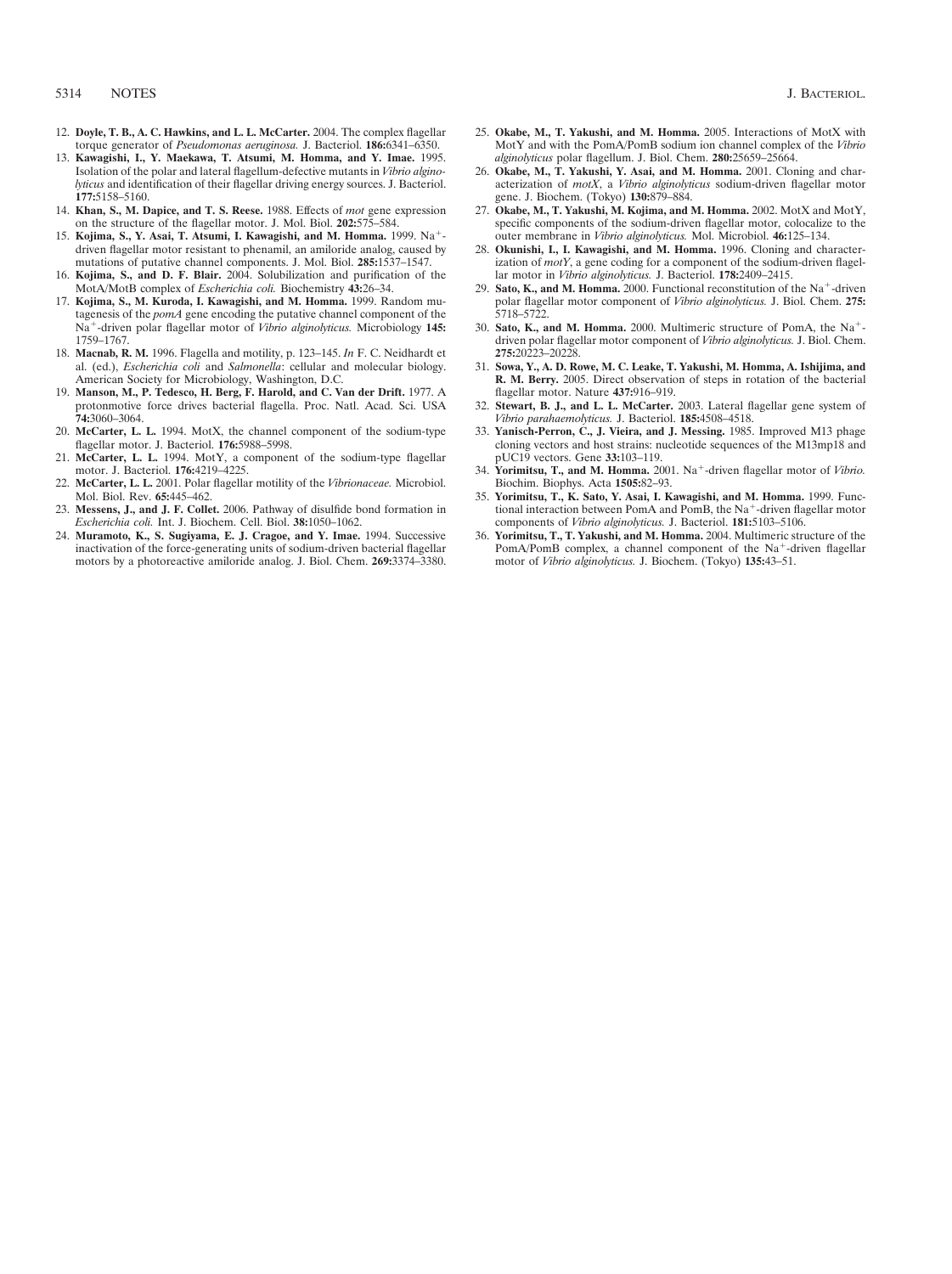12. **Doyle, T. B., A. C. Hawkins, and L. L. McCarter.** 2004. The complex flagellar torque generator of *Pseudomonas aeruginosa.* J. Bacteriol. **186:**6341–6350.
13. **Kawagishi, I., Y. Maekawa, T. Atsumi, M. Homma, and Y. Imae.** 1995. Isolation of the polar and lateral flagellum-defective mutants in *Vibrio alginolyticus* and identification of their flagellar driving energy sources. J. Bacteriol. **177:**5158–5160.
14. **Khan, S., M. Dapice, and T. S. Reese.** 1988. Effects of *mot* gene expression on the structure of the flagellar motor. J. Mol. Biol. **202:**575–584.
15. **Kojima, S., Y. Asai, T. Atsumi, I. Kawagishi, and M. Homma.** 1999. $Na^+$-driven flagellar motor resistant to phenamil, an amiloride analog, caused by mutations of putative channel components. J. Mol. Biol. **285:**1537–1547.
16. **Kojima, S., and D. F. Blair.** 2004. Solubilization and purification of the MotA/MotB complex of *Escherichia coli.* Biochemistry **43:**26–34.
17. **Kojima, S., M. Kuroda, I. Kawagishi, and M. Homma.** 1999. Random mutagenesis of the *pomA* gene encoding the putative channel component of the $Na^+$-driven polar flagellar motor of *Vibrio alginolyticus.* Microbiology **145:**1759–1767.
18. **Macnab, R. M.** 1996. Flagella and motility, p. 123–145. *In* F. C. Neidhardt et al. (ed.), *Escherichia coli* and *Salmonella*: cellular and molecular biology. American Society for Microbiology, Washington, D.C.
19. **Manson, M., P. Tedesco, H. Berg, F. Harold, and C. Van der Drift.** 1977. A protonmotive force drives bacterial flagella. Proc. Natl. Acad. Sci. USA **74:**3060–3064.
20. **McCarter, L. L.** 1994. MotX, the channel component of the sodium-type flagellar motor. J. Bacteriol. **176:**5988–5998.
21. **McCarter, L. L.** 1994. MotY, a component of the sodium-type flagellar motor. J. Bacteriol. **176:**4219–4225.
22. **McCarter, L. L.** 2001. Polar flagellar motility of the *Vibrionaceae.* Microbiol. Mol. Biol. Rev. **65:**445–462.
23. **Messens, J., and J. F. Collet.** 2006. Pathway of disulfide bond formation in *Escherichia coli.* Int. J. Biochem. Cell. Biol. **38:**1050–1062.
24. **Muramoto, K., S. Sugiyama, E. J. Cragoe, and Y. Imae.** 1994. Successive inactivation of the force-generating units of sodium-driven bacterial flagellar motors by a photoreactive amiloride analog. J. Biol. Chem. **269:**3374–3380.
25. **Okabe, M., T. Yakushi, and M. Homma.** 2005. Interactions of MotX with MotY and with the PomA/PomB sodium ion channel complex of the *Vibrio alginolyticus* polar flagellum. J. Biol. Chem. **280:**25659–25664.
26. **Okabe, M., T. Yakushi, Y. Asai, and M. Homma.** 2001. Cloning and characterization of *motX*, a *Vibrio alginolyticus* sodium-driven flagellar motor gene. J. Biochem. (Tokyo) **130:**879–884.
27. **Okabe, M., T. Yakushi, M. Kojima, and M. Homma.** 2002. MotX and MotY, specific components of the sodium-driven flagellar motor, colocalize to the outer membrane in *Vibrio alginolyticus.* Mol. Microbiol. **46:**125–134.
28. **Okunishi, I., I. Kawagishi, and M. Homma.** 1996. Cloning and characterization of *motY*, a gene coding for a component of the sodium-driven flagellar motor in *Vibrio alginolyticus.* J. Bacteriol. **178:**2409–2415.
29. **Sato, K., and M. Homma.** 2000. Functional reconstitution of the $Na^+$-driven polar flagellar motor component of *Vibrio alginolyticus.* J. Biol. Chem. **275:**5718–5722.
30. **Sato, K., and M. Homma.** 2000. Multimeric structure of PomA, the $Na^+$-driven polar flagellar motor component of *Vibrio alginolyticus.* J. Biol. Chem. **275:**20223–20228.
31. **Sowa, Y., A. D. Rowe, M. C. Leake, T. Yakushi, M. Homma, A. Ishijima, and R. M. Berry.** 2005. Direct observation of steps in rotation of the bacterial flagellar motor. Nature **437:**916–919.
32. **Stewart, B. J., and L. L. McCarter.** 2003. Lateral flagellar gene system of *Vibrio parahaemolyticus.* J. Bacteriol. **185:**4508–4518.
33. **Yanisch-Perron, C., J. Vieira, and J. Messing.** 1985. Improved M13 phage cloning vectors and host strains: nucleotide sequences of the M13mp18 and pUC19 vectors. Gene **33:**103–119.
34. **Yorimitsu, T., and M. Homma.** 2001. $Na^+$-driven flagellar motor of *Vibrio.* Biochim. Biophys. Acta **1505:**82–93.
35. **Yorimitsu, T., K. Sato, Y. Asai, I. Kawagishi, and M. Homma.** 1999. Functional interaction between PomA and PomB, the $Na^+$-driven flagellar motor components of *Vibrio alginolyticus.* J. Bacteriol. **181:**5103–5106.
36. **Yorimitsu, T., T. Yakushi, and M. Homma.** 2004. Multimeric structure of the PomA/PomB complex, a channel component of the $Na^+$-driven flagellar motor of *Vibrio alginolyticus.* J. Biochem. (Tokyo) **135:**43–51.